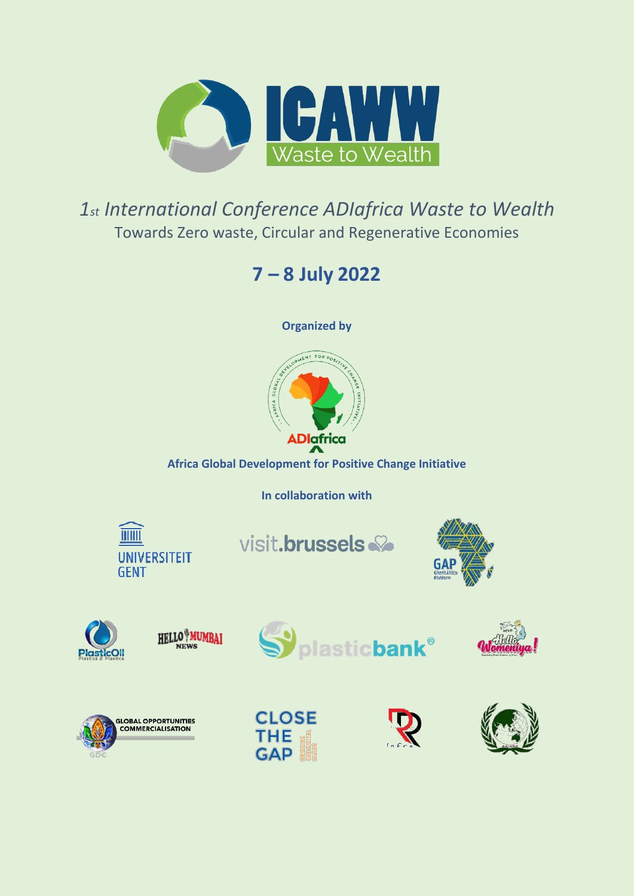# ICAWW

Waste to Wealth

*1st International Conference ADIafrica Waste to Wealth*

Towards Zero waste, Circular and Regenerative Economies

## 7 – 8 July 2022

**Organized by**

**Africa Global Development for Positive Change Initiative**

**In collaboration with**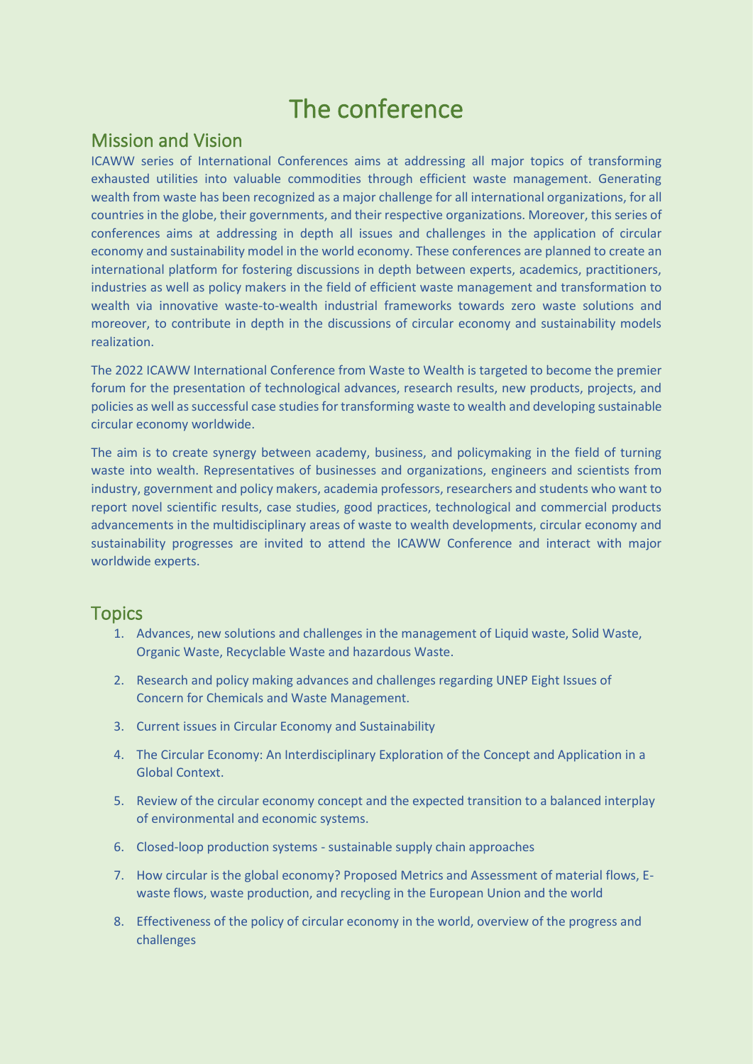# The conference

## Mission and Vision

ICAWW series of International Conferences aims at addressing all major topics of transforming exhausted utilities into valuable commodities through efficient waste management. Generating wealth from waste has been recognized as a major challenge for all international organizations, for all countries in the globe, their governments, and their respective organizations. Moreover, this series of conferences aims at addressing in depth all issues and challenges in the application of circular economy and sustainability model in the world economy. These conferences are planned to create an international platform for fostering discussions in depth between experts, academics, practitioners, industries as well as policy makers in the field of efficient waste management and transformation to wealth via innovative waste-to-wealth industrial frameworks towards zero waste solutions and moreover, to contribute in depth in the discussions of circular economy and sustainability models realization.

The 2022 ICAWW International Conference from Waste to Wealth is targeted to become the premier forum for the presentation of technological advances, research results, new products, projects, and policies as well as successful case studies for transforming waste to wealth and developing sustainable circular economy worldwide.

The aim is to create synergy between academy, business, and policymaking in the field of turning waste into wealth. Representatives of businesses and organizations, engineers and scientists from industry, government and policy makers, academia professors, researchers and students who want to report novel scientific results, case studies, good practices, technological and commercial products advancements in the multidisciplinary areas of waste to wealth developments, circular economy and sustainability progresses are invited to attend the ICAWW Conference and interact with major worldwide experts.

## Topics

1. Advances, new solutions and challenges in the management of Liquid waste, Solid Waste, Organic Waste, Recyclable Waste and hazardous Waste.
2. Research and policy making advances and challenges regarding UNEP Eight Issues of Concern for Chemicals and Waste Management.
3. Current issues in Circular Economy and Sustainability
4. The Circular Economy: An Interdisciplinary Exploration of the Concept and Application in a Global Context.
5. Review of the circular economy concept and the expected transition to a balanced interplay of environmental and economic systems.
6. Closed-loop production systems - sustainable supply chain approaches
7. How circular is the global economy? Proposed Metrics and Assessment of material flows, E-waste flows, waste production, and recycling in the European Union and the world
8. Effectiveness of the policy of circular economy in the world, overview of the progress and challenges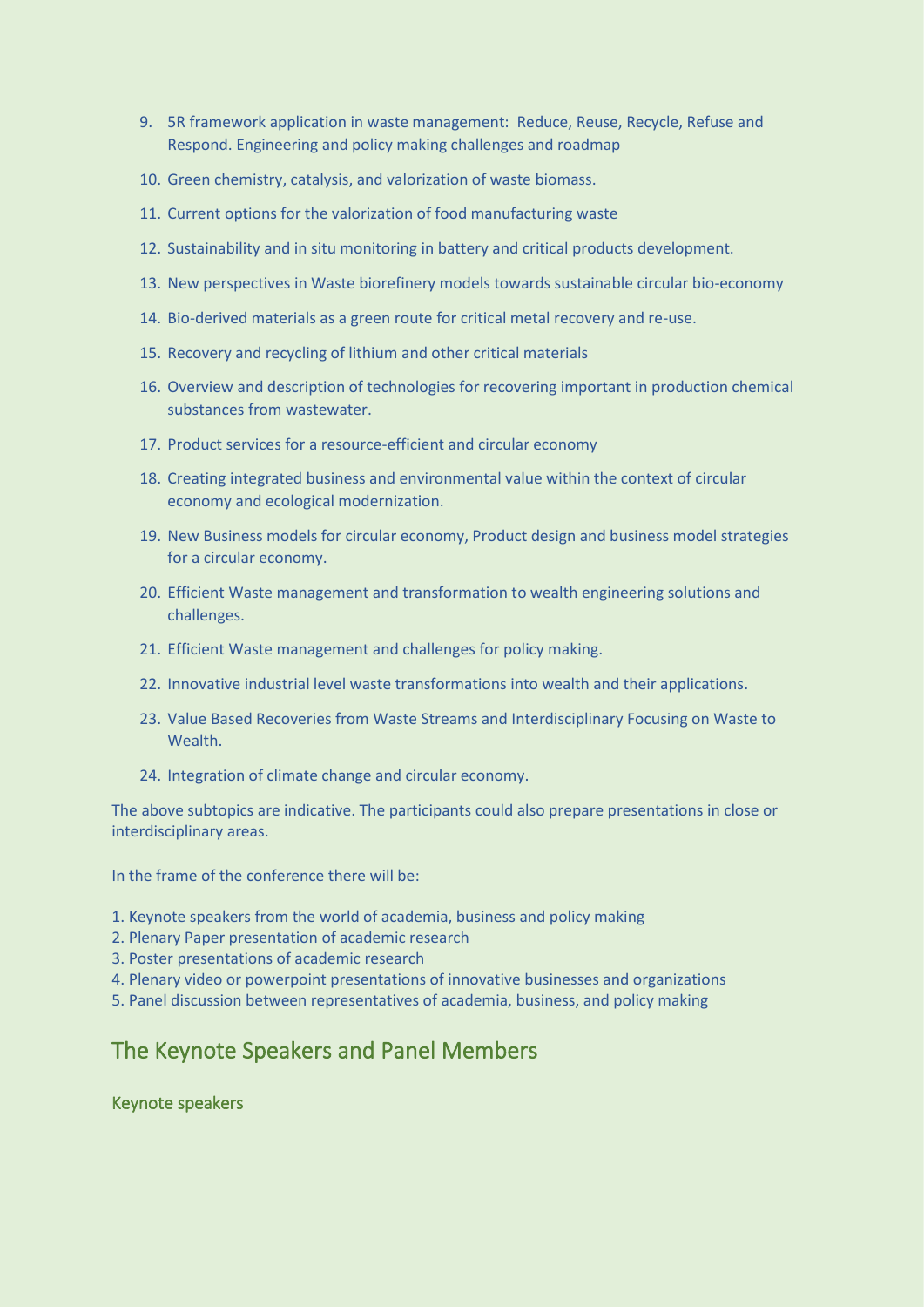9. 5R framework application in waste management: Reduce, Reuse, Recycle, Refuse and Respond. Engineering and policy making challenges and roadmap
10. Green chemistry, catalysis, and valorization of waste biomass.
11. Current options for the valorization of food manufacturing waste
12. Sustainability and in situ monitoring in battery and critical products development.
13. New perspectives in Waste biorefinery models towards sustainable circular bio-economy
14. Bio-derived materials as a green route for critical metal recovery and re-use.
15. Recovery and recycling of lithium and other critical materials
16. Overview and description of technologies for recovering important in production chemical substances from wastewater.
17. Product services for a resource-efficient and circular economy
18. Creating integrated business and environmental value within the context of circular economy and ecological modernization.
19. New Business models for circular economy, Product design and business model strategies for a circular economy.
20. Efficient Waste management and transformation to wealth engineering solutions and challenges.
21. Efficient Waste management and challenges for policy making.
22. Innovative industrial level waste transformations into wealth and their applications.
23. Value Based Recoveries from Waste Streams and Interdisciplinary Focusing on Waste to Wealth.
24. Integration of climate change and circular economy.

The above subtopics are indicative. The participants could also prepare presentations in close or interdisciplinary areas.

In the frame of the conference there will be:

1. Keynote speakers from the world of academia, business and policy making
2. Plenary Paper presentation of academic research
3. Poster presentations of academic research
4. Plenary video or powerpoint presentations of innovative businesses and organizations
5. Panel discussion between representatives of academia, business, and policy making

## The Keynote Speakers and Panel Members

### Keynote speakers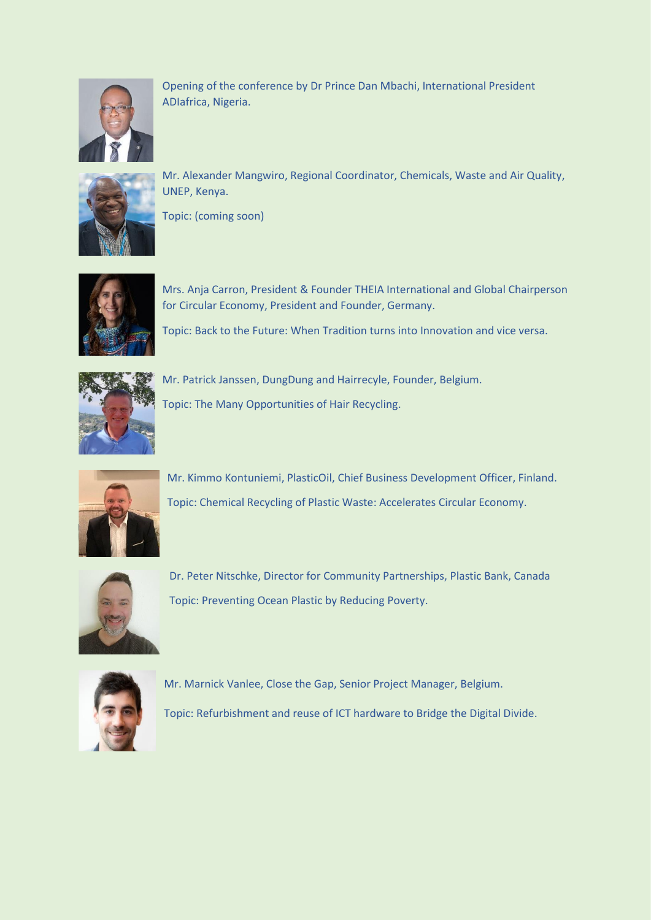Opening of the conference by Dr Prince Dan Mbachi, International President ADIafrica, Nigeria.

Mr. Alexander Mangwiro, Regional Coordinator, Chemicals, Waste and Air Quality, UNEP, Kenya.

Topic: (coming soon)

Mrs. Anja Carron, President & Founder THEIA International and Global Chairperson for Circular Economy, President and Founder, Germany.

Topic: Back to the Future: When Tradition turns into Innovation and vice versa.

Mr. Patrick Janssen, DungDung and Hairrecyle, Founder, Belgium.

Topic: The Many Opportunities of Hair Recycling.

Mr. Kimmo Kontuniemi, PlasticOil, Chief Business Development Officer, Finland.

Topic: Chemical Recycling of Plastic Waste: Accelerates Circular Economy.

Dr. Peter Nitschke, Director for Community Partnerships, Plastic Bank, Canada

Topic: Preventing Ocean Plastic by Reducing Poverty.

Mr. Marnick Vanlee, Close the Gap, Senior Project Manager, Belgium.

Topic: Refurbishment and reuse of ICT hardware to Bridge the Digital Divide.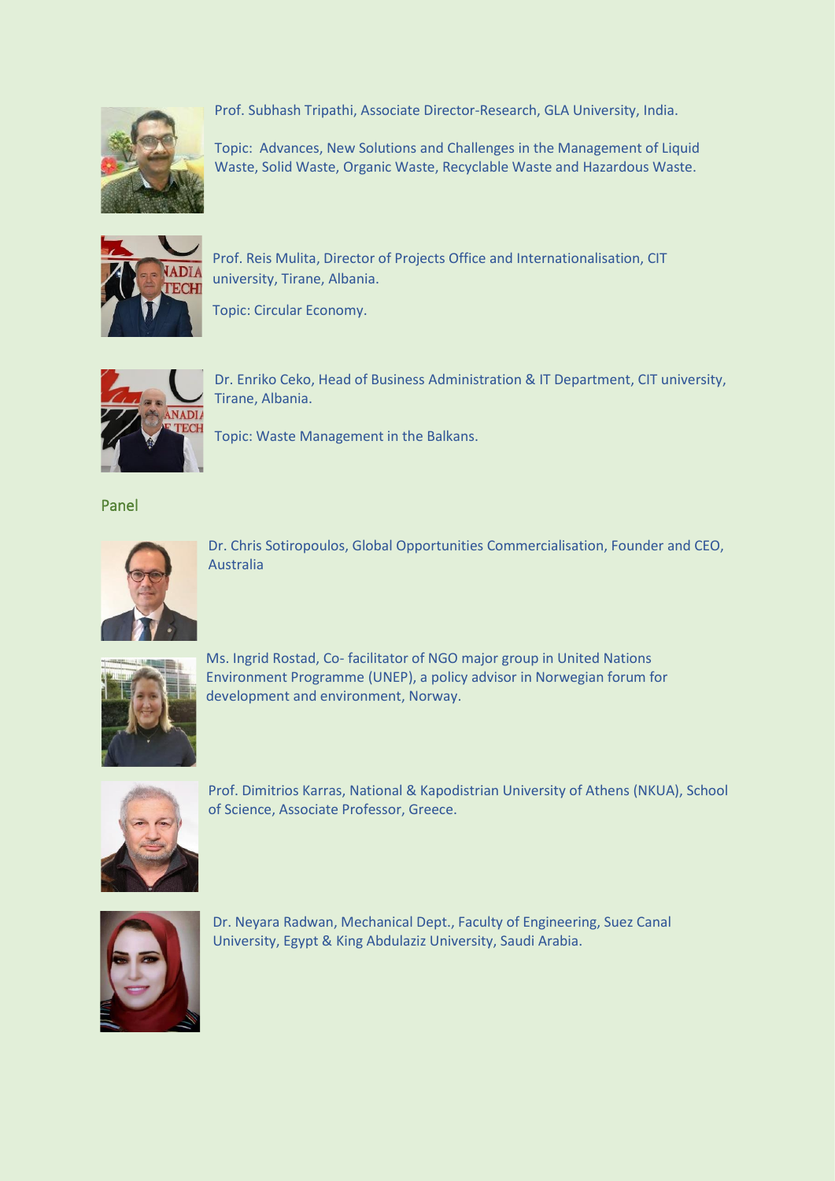Prof. Subhash Tripathi, Associate Director-Research, GLA University, India.

Topic: Advances, New Solutions and Challenges in the Management of Liquid Waste, Solid Waste, Organic Waste, Recyclable Waste and Hazardous Waste.

Prof. Reis Mulita, Director of Projects Office and Internationalisation, CIT university, Tirane, Albania.

Topic: Circular Economy.

Dr. Enriko Ceko, Head of Business Administration & IT Department, CIT university, Tirane, Albania.

Topic: Waste Management in the Balkans.

## Panel

Dr. Chris Sotiropoulos, Global Opportunities Commercialisation, Founder and CEO, Australia

Ms. Ingrid Rostad, Co- facilitator of NGO major group in United Nations Environment Programme (UNEP), a policy advisor in Norwegian forum for development and environment, Norway.

Prof. Dimitrios Karras, National & Kapodistrian University of Athens (NKUA), School of Science, Associate Professor, Greece.

Dr. Neyara Radwan, Mechanical Dept., Faculty of Engineering, Suez Canal University, Egypt & King Abdulaziz University, Saudi Arabia.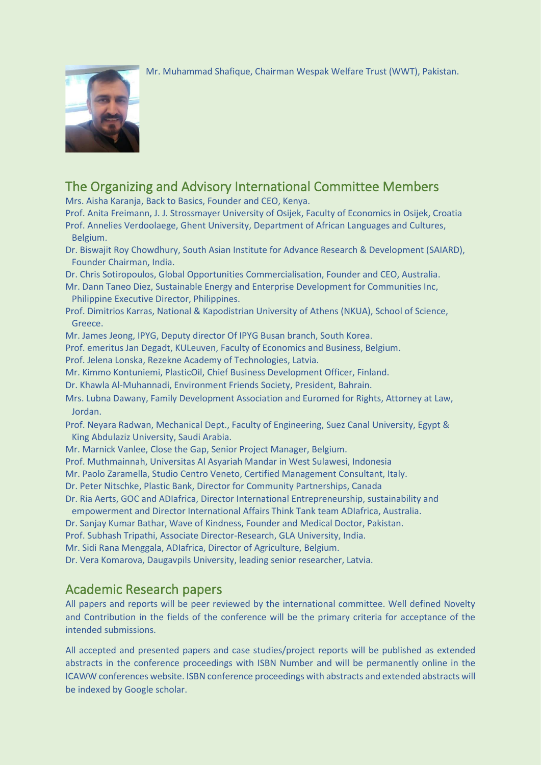Mr. Muhammad Shafique, Chairman Wespak Welfare Trust (WWT), Pakistan.

## The Organizing and Advisory International Committee Members

Mrs. Aisha Karanja, Back to Basics, Founder and CEO, Kenya.
Prof. Anita Freimann, J. J. Strossmayer University of Osijek, Faculty of Economics in Osijek, Croatia
Prof. Annelies Verdoolaege, Ghent University, Department of African Languages and Cultures, Belgium.
Dr. Biswajit Roy Chowdhury, South Asian Institute for Advance Research & Development (SAIARD), Founder Chairman, India.
Dr. Chris Sotiropoulos, Global Opportunities Commercialisation, Founder and CEO, Australia.
Mr. Dann Taneo Diez, Sustainable Energy and Enterprise Development for Communities Inc, Philippine Executive Director, Philippines.
Prof. Dimitrios Karras, National & Kapodistrian University of Athens (NKUA), School of Science, Greece.
Mr. James Jeong, IPYG, Deputy director Of IPYG Busan branch, South Korea.
Prof. emeritus Jan Degadt, KULeuven, Faculty of Economics and Business, Belgium.
Prof. Jelena Lonska, Rezekne Academy of Technologies, Latvia.
Mr. Kimmo Kontuniemi, PlasticOil, Chief Business Development Officer, Finland.
Dr. Khawla Al-Muhannadi, Environment Friends Society, President, Bahrain.
Mrs. Lubna Dawany, Family Development Association and Euromed for Rights, Attorney at Law, Jordan.
Prof. Neyara Radwan, Mechanical Dept., Faculty of Engineering, Suez Canal University, Egypt & King Abdulaziz University, Saudi Arabia.
Mr. Marnick Vanlee, Close the Gap, Senior Project Manager, Belgium.
Prof. Muthmainnah, Universitas Al Asyariah Mandar in West Sulawesi, Indonesia
Mr. Paolo Zaramella, Studio Centro Veneto, Certified Management Consultant, Italy.
Dr. Peter Nitschke, Plastic Bank, Director for Community Partnerships, Canada
Dr. Ria Aerts, GOC and ADIafrica, Director International Entrepreneurship, sustainability and empowerment and Director International Affairs Think Tank team ADIafrica, Australia.
Dr. Sanjay Kumar Bathar, Wave of Kindness, Founder and Medical Doctor, Pakistan.
Prof. Subhash Tripathi, Associate Director-Research, GLA University, India.
Mr. Sidi Rana Menggala, ADIafrica, Director of Agriculture, Belgium.
Dr. Vera Komarova, Daugavpils University, leading senior researcher, Latvia.

## Academic Research papers

All papers and reports will be peer reviewed by the international committee. Well defined Novelty and Contribution in the fields of the conference will be the primary criteria for acceptance of the intended submissions.

All accepted and presented papers and case studies/project reports will be published as extended abstracts in the conference proceedings with ISBN Number and will be permanently online in the ICAWW conferences website. ISBN conference proceedings with abstracts and extended abstracts will be indexed by Google scholar.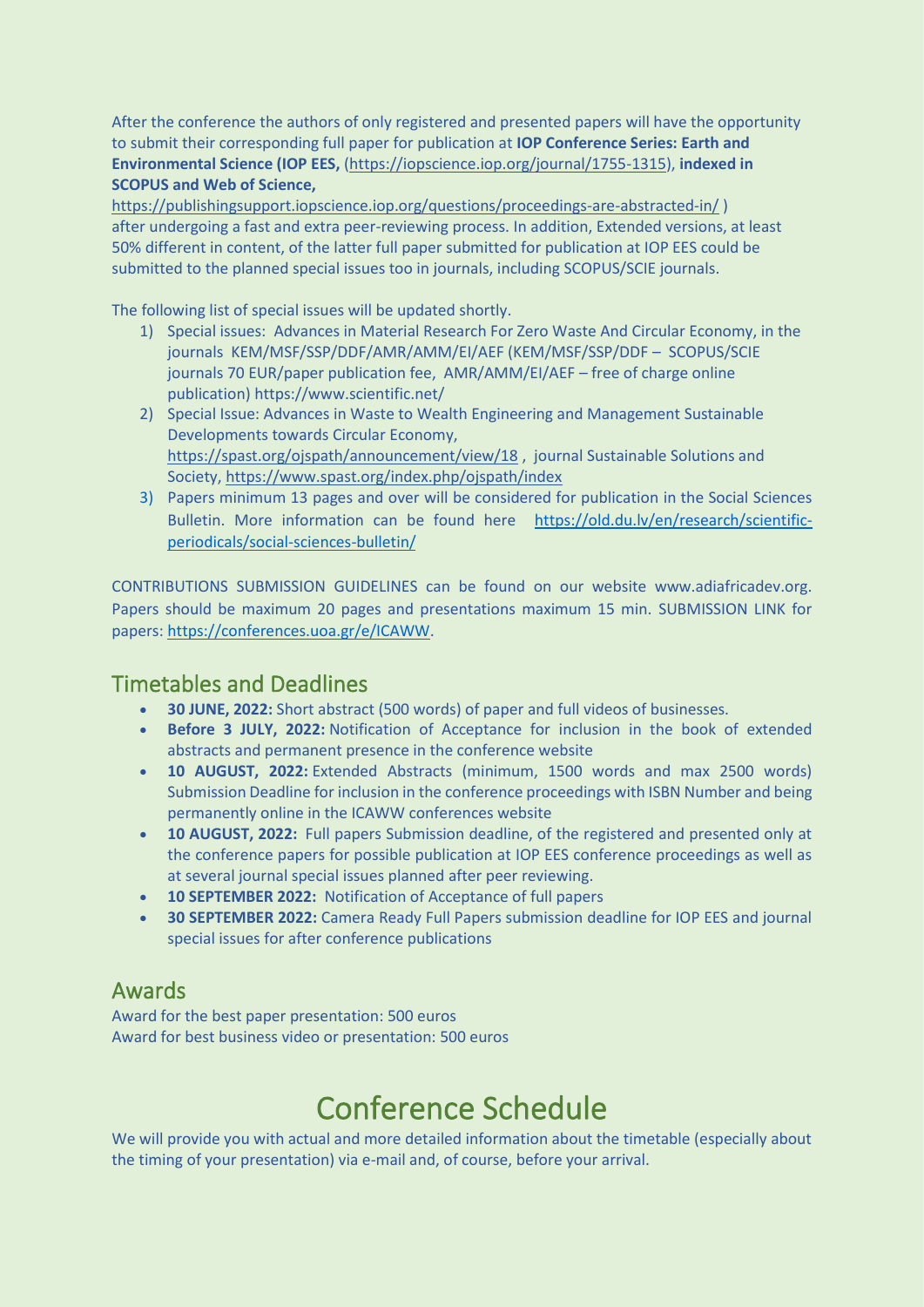After the conference the authors of only registered and presented papers will have the opportunity to submit their corresponding full paper for publication at **IOP Conference Series: Earth and Environmental Science (IOP EES,** (https://iopscience.iop.org/journal/1755-1315), **indexed in SCOPUS and Web of Science,** https://publishingsupport.iopscience.iop.org/questions/proceedings-are-abstracted-in/ ) after undergoing a fast and extra peer-reviewing process. In addition, Extended versions, at least 50% different in content, of the latter full paper submitted for publication at IOP EES could be submitted to the planned special issues too in journals, including SCOPUS/SCIE journals.

The following list of special issues will be updated shortly.

1) Special issues: Advances in Material Research For Zero Waste And Circular Economy, in the journals KEM/MSF/SSP/DDF/AMR/AMM/EI/AEF (KEM/MSF/SSP/DDF – SCOPUS/SCIE journals 70 EUR/paper publication fee, AMR/AMM/EI/AEF – free of charge online publication) https://www.scientific.net/
2) Special Issue: Advances in Waste to Wealth Engineering and Management Sustainable Developments towards Circular Economy, https://spast.org/ojspath/announcement/view/18 , journal Sustainable Solutions and Society, https://www.spast.org/index.php/ojspath/index
3) Papers minimum 13 pages and over will be considered for publication in the Social Sciences Bulletin. More information can be found here https://old.du.lv/en/research/scientific-periodicals/social-sciences-bulletin/

CONTRIBUTIONS SUBMISSION GUIDELINES can be found on our website www.adiafricadev.org. Papers should be maximum 20 pages and presentations maximum 15 min. SUBMISSION LINK for papers: https://conferences.uoa.gr/e/ICAWW.

## Timetables and Deadlines

- **30 JUNE, 2022:** Short abstract (500 words) of paper and full videos of businesses.
- **Before 3 JULY, 2022:** Notification of Acceptance for inclusion in the book of extended abstracts and permanent presence in the conference website
- **10 AUGUST, 2022:** Extended Abstracts (minimum, 1500 words and max 2500 words) Submission Deadline for inclusion in the conference proceedings with ISBN Number and being permanently online in the ICAWW conferences website
- **10 AUGUST, 2022:** Full papers Submission deadline, of the registered and presented only at the conference papers for possible publication at IOP EES conference proceedings as well as at several journal special issues planned after peer reviewing.
- **10 SEPTEMBER 2022:** Notification of Acceptance of full papers
- **30 SEPTEMBER 2022:** Camera Ready Full Papers submission deadline for IOP EES and journal special issues for after conference publications

## Awards

Award for the best paper presentation: 500 euros
Award for best business video or presentation: 500 euros

# Conference Schedule

We will provide you with actual and more detailed information about the timetable (especially about the timing of your presentation) via e-mail and, of course, before your arrival.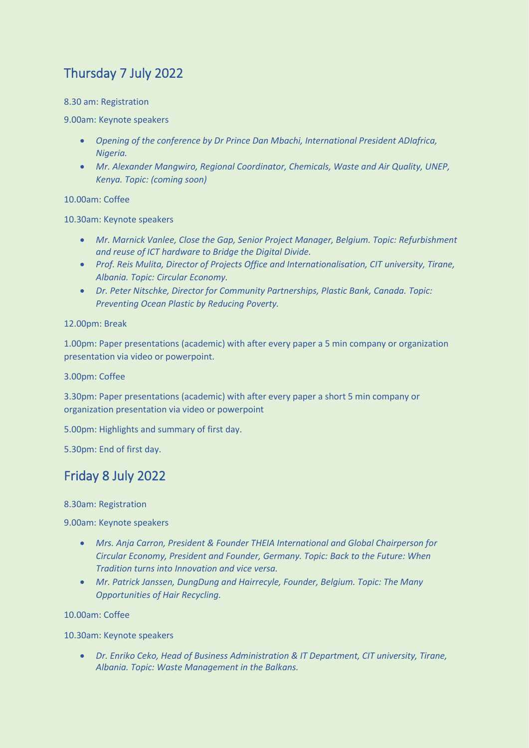## Thursday 7 July 2022

8.30 am: Registration

9.00am: Keynote speakers

- *Opening of the conference by Dr Prince Dan Mbachi, International President ADIafrica, Nigeria.*
- *Mr. Alexander Mangwiro, Regional Coordinator, Chemicals, Waste and Air Quality, UNEP, Kenya. Topic: (coming soon)*

10.00am: Coffee

10.30am: Keynote speakers

- *Mr. Marnick Vanlee, Close the Gap, Senior Project Manager, Belgium. Topic: Refurbishment and reuse of ICT hardware to Bridge the Digital Divide.*
- *Prof. Reis Mulita, Director of Projects Office and Internationalisation, CIT university, Tirane, Albania. Topic: Circular Economy.*
- *Dr. Peter Nitschke, Director for Community Partnerships, Plastic Bank, Canada. Topic: Preventing Ocean Plastic by Reducing Poverty.*

12.00pm: Break

1.00pm: Paper presentations (academic) with after every paper a 5 min company or organization presentation via video or powerpoint.

3.00pm: Coffee

3.30pm: Paper presentations (academic) with after every paper a short 5 min company or organization presentation via video or powerpoint

5.00pm: Highlights and summary of first day.

5.30pm: End of first day.

## Friday 8 July 2022

8.30am: Registration

9.00am: Keynote speakers

- *Mrs. Anja Carron, President & Founder THEIA International and Global Chairperson for Circular Economy, President and Founder, Germany. Topic: Back to the Future: When Tradition turns into Innovation and vice versa.*
- *Mr. Patrick Janssen, DungDung and Hairrecyle, Founder, Belgium. Topic: The Many Opportunities of Hair Recycling.*

10.00am: Coffee

10.30am: Keynote speakers

- *Dr. Enriko Ceko, Head of Business Administration & IT Department, CIT university, Tirane, Albania. Topic: Waste Management in the Balkans.*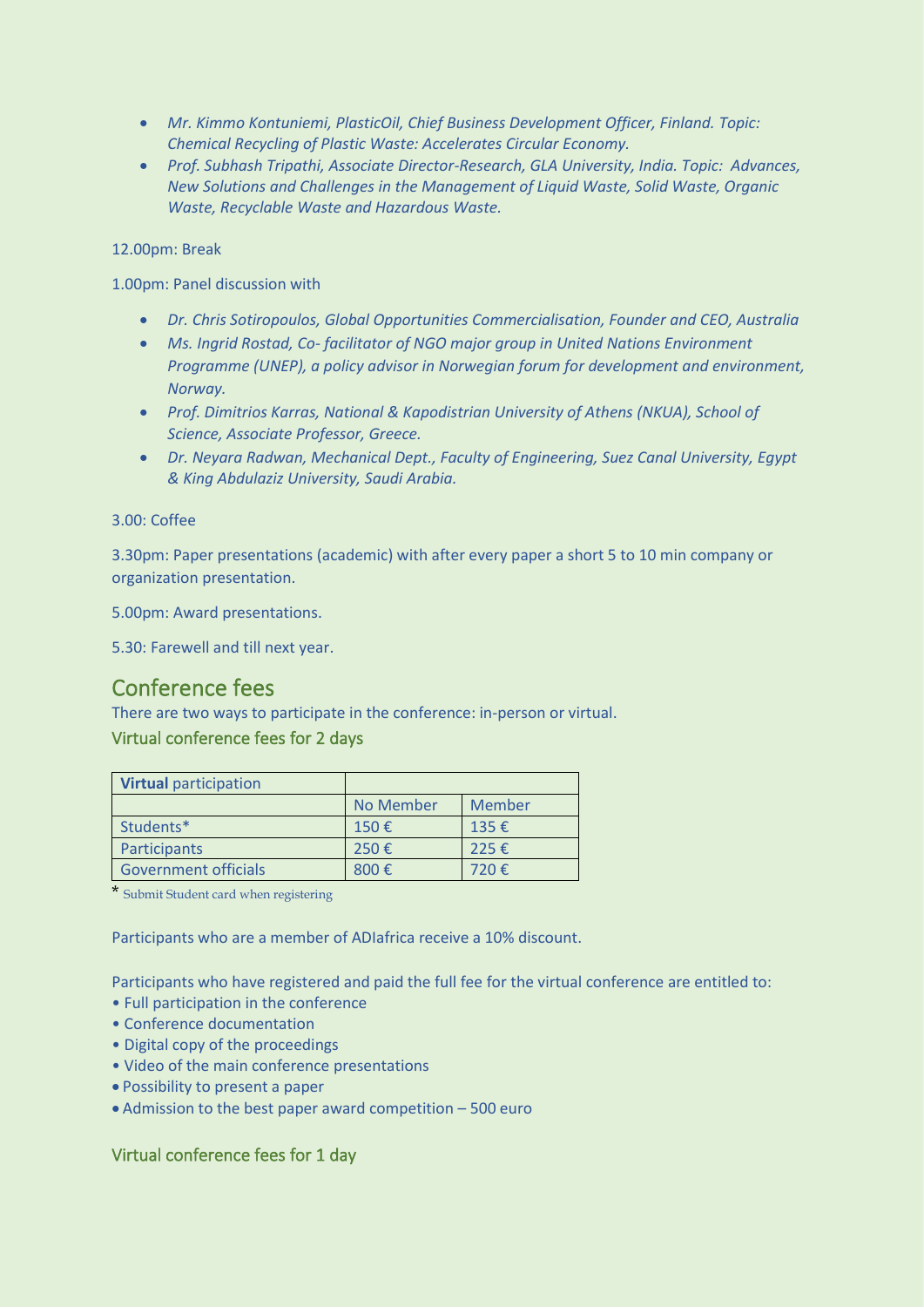- *Mr. Kimmo Kontuniemi, PlasticOil, Chief Business Development Officer, Finland. Topic: Chemical Recycling of Plastic Waste: Accelerates Circular Economy.*
- *Prof. Subhash Tripathi, Associate Director-Research, GLA University, India. Topic: Advances, New Solutions and Challenges in the Management of Liquid Waste, Solid Waste, Organic Waste, Recyclable Waste and Hazardous Waste.*

12.00pm: Break

1.00pm: Panel discussion with

- *Dr. Chris Sotiropoulos, Global Opportunities Commercialisation, Founder and CEO, Australia*
- *Ms. Ingrid Rostad, Co- facilitator of NGO major group in United Nations Environment Programme (UNEP), a policy advisor in Norwegian forum for development and environment, Norway.*
- *Prof. Dimitrios Karras, National & Kapodistrian University of Athens (NKUA), School of Science, Associate Professor, Greece.*
- *Dr. Neyara Radwan, Mechanical Dept., Faculty of Engineering, Suez Canal University, Egypt & King Abdulaziz University, Saudi Arabia.*

3.00: Coffee

3.30pm: Paper presentations (academic) with after every paper a short 5 to 10 min company or organization presentation.

5.00pm: Award presentations.

5.30: Farewell and till next year.

## Conference fees

There are two ways to participate in the conference: in-person or virtual.

### Virtual conference fees for 2 days

| **Virtual** participation | | |
|---|---|---|
| | No Member | Member |
| Students* | 150 € | 135 € |
| Participants | 250 € | 225 € |
| Government officials | 800 € | 720 € |

\* Submit Student card when registering

Participants who are a member of ADIafrica receive a 10% discount.

Participants who have registered and paid the full fee for the virtual conference are entitled to:

- Full participation in the conference
- Conference documentation
- Digital copy of the proceedings
- Video of the main conference presentations
- Possibility to present a paper
- Admission to the best paper award competition – 500 euro

### Virtual conference fees for 1 day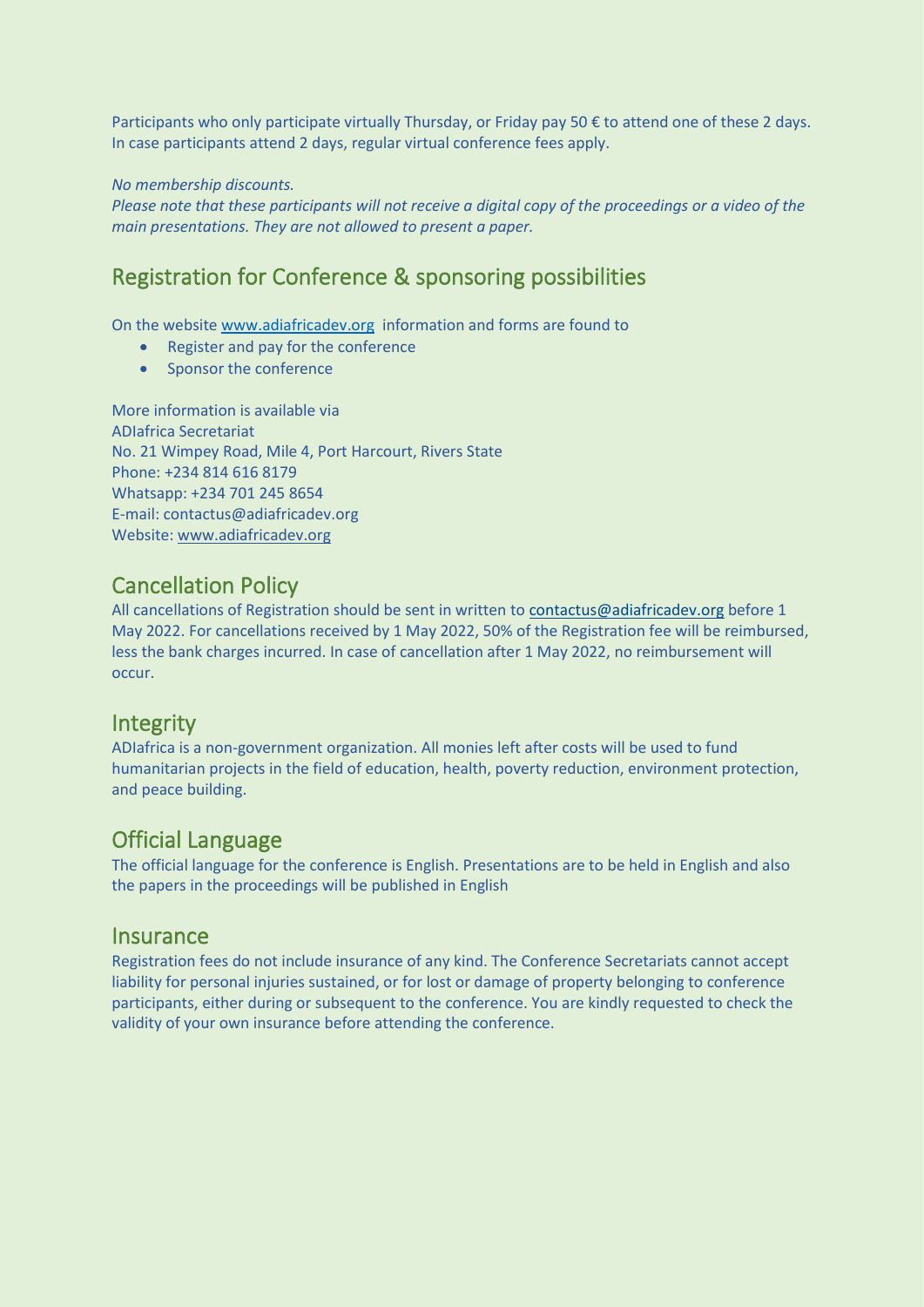Participants who only participate virtually Thursday, or Friday pay 50 € to attend one of these 2 days. In case participants attend 2 days, regular virtual conference fees apply.

*No membership discounts.*
*Please note that these participants will not receive a digital copy of the proceedings or a video of the main presentations. They are not allowed to present a paper.*

## Registration for Conference & sponsoring possibilities

On the website www.adiafricadev.org information and forms are found to

- Register and pay for the conference
- Sponsor the conference

More information is available via
ADIafrica Secretariat
No. 21 Wimpey Road, Mile 4, Port Harcourt, Rivers State
Phone: +234 814 616 8179
Whatsapp: +234 701 245 8654
E-mail: contactus@adiafricadev.org
Website: www.adiafricadev.org

## Cancellation Policy

All cancellations of Registration should be sent in written to contactus@adiafricadev.org before 1 May 2022. For cancellations received by 1 May 2022, 50% of the Registration fee will be reimbursed, less the bank charges incurred. In case of cancellation after 1 May 2022, no reimbursement will occur.

## Integrity

ADIafrica is a non-government organization. All monies left after costs will be used to fund humanitarian projects in the field of education, health, poverty reduction, environment protection, and peace building.

## Official Language

The official language for the conference is English. Presentations are to be held in English and also the papers in the proceedings will be published in English

## Insurance

Registration fees do not include insurance of any kind. The Conference Secretariats cannot accept liability for personal injuries sustained, or for lost or damage of property belonging to conference participants, either during or subsequent to the conference. You are kindly requested to check the validity of your own insurance before attending the conference.